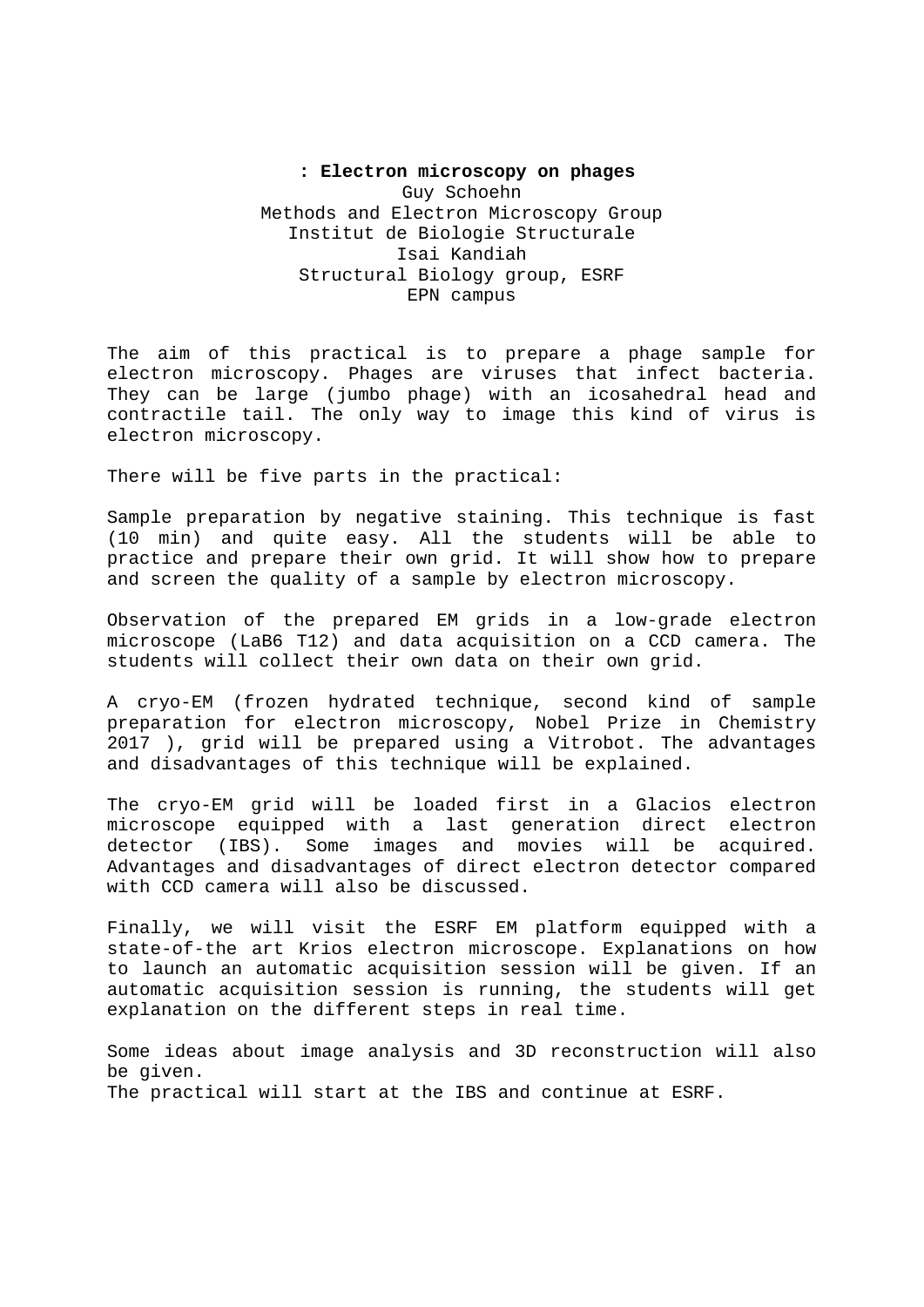**: Electron microscopy on phages**

Guy Schoehn
Methods and Electron Microscopy Group
Institut de Biologie Structurale
Isai Kandiah
Structural Biology group, ESRF
EPN campus

The aim of this practical is to prepare a phage sample for electron microscopy. Phages are viruses that infect bacteria. They can be large (jumbo phage) with an icosahedral head and contractile tail. The only way to image this kind of virus is electron microscopy.

There will be five parts in the practical:

Sample preparation by negative staining. This technique is fast (10 min) and quite easy. All the students will be able to practice and prepare their own grid. It will show how to prepare and screen the quality of a sample by electron microscopy.

Observation of the prepared EM grids in a low-grade electron microscope (LaB6 T12) and data acquisition on a CCD camera. The students will collect their own data on their own grid.

A cryo-EM (frozen hydrated technique, second kind of sample preparation for electron microscopy, Nobel Prize in Chemistry 2017 ), grid will be prepared using a Vitrobot. The advantages and disadvantages of this technique will be explained.

The cryo-EM grid will be loaded first in a Glacios electron microscope equipped with a last generation direct electron detector (IBS). Some images and movies will be acquired. Advantages and disadvantages of direct electron detector compared with CCD camera will also be discussed.

Finally, we will visit the ESRF EM platform equipped with a state-of-the art Krios electron microscope. Explanations on how to launch an automatic acquisition session will be given. If an automatic acquisition session is running, the students will get explanation on the different steps in real time.

Some ideas about image analysis and 3D reconstruction will also be given.
The practical will start at the IBS and continue at ESRF.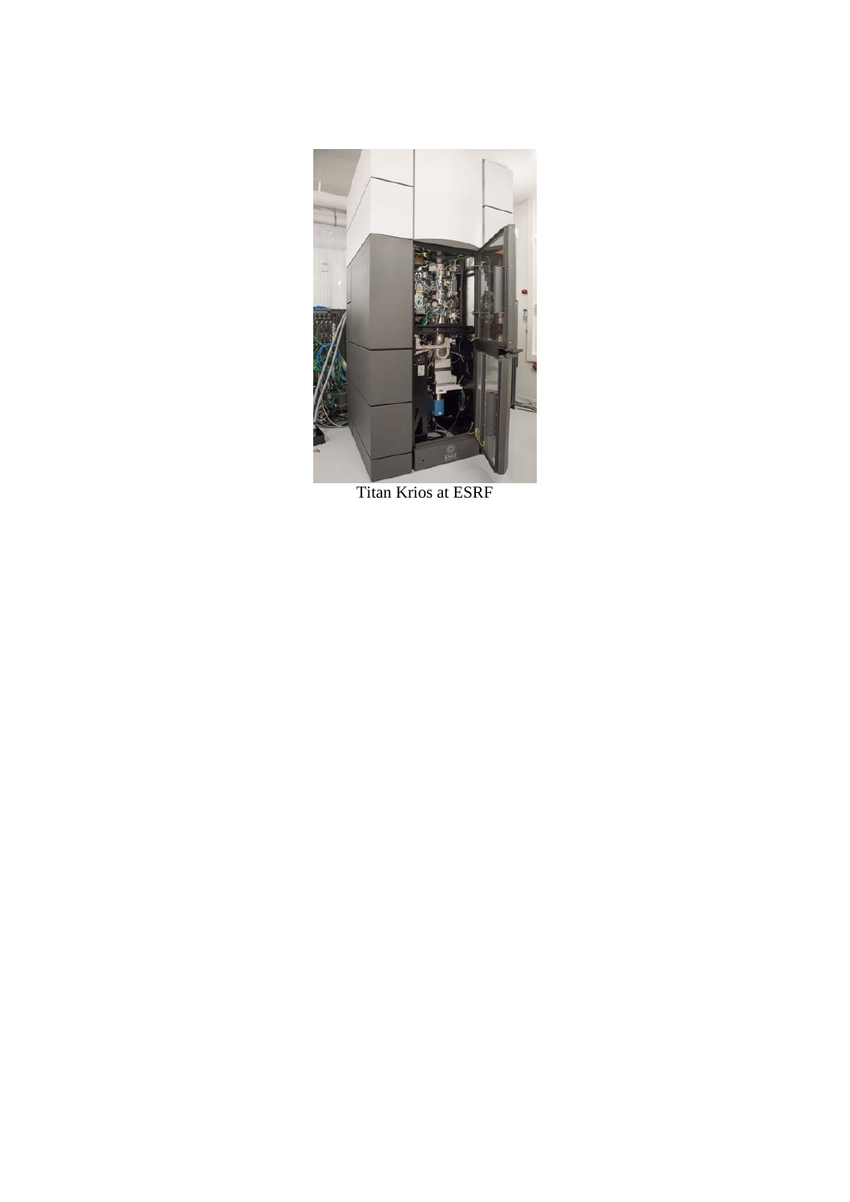Titan Krios at ESRF